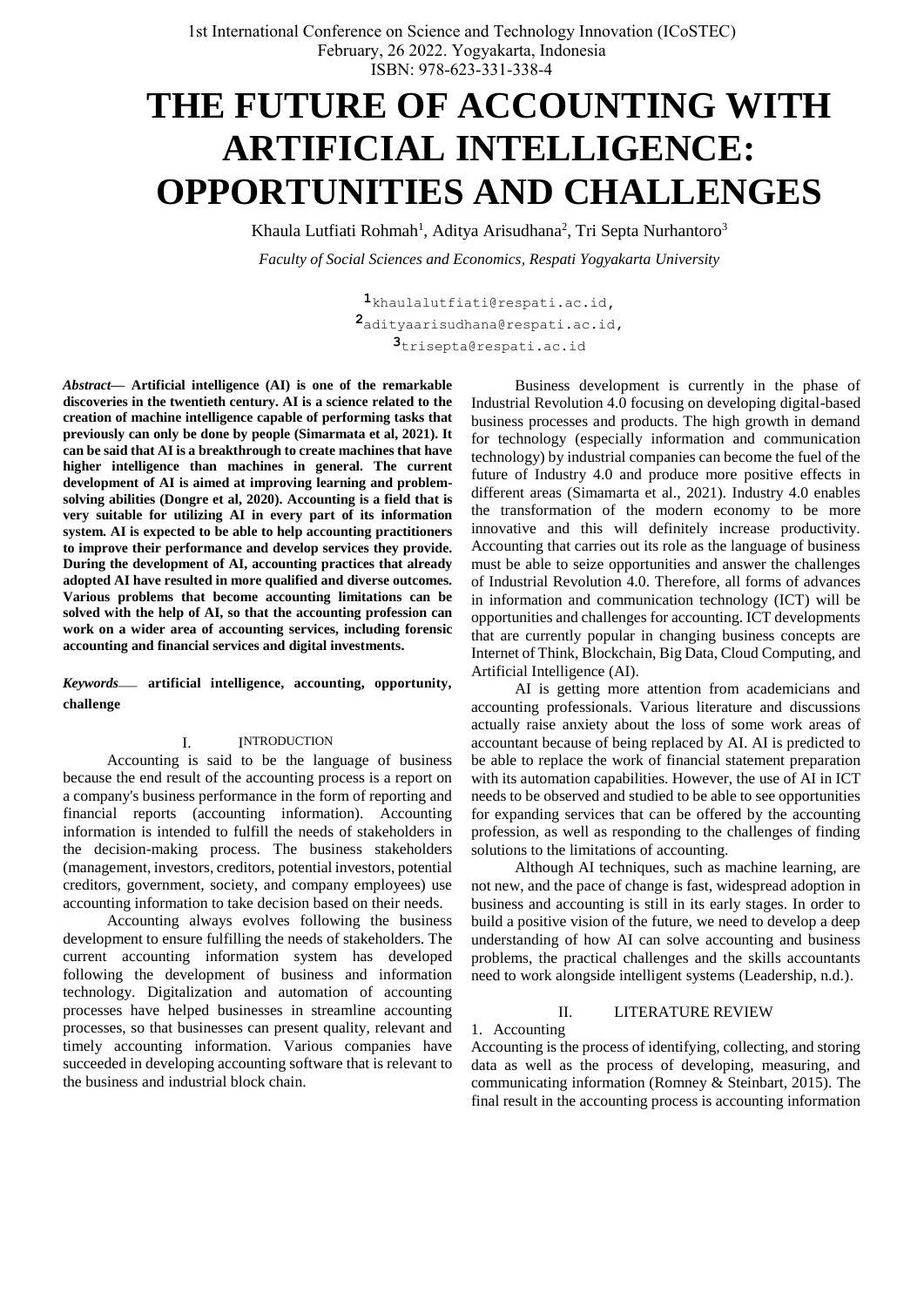# THE FUTURE OF ACCOUNTING WITH ARTIFICIAL INTELLIGENCE: OPPORTUNITIES AND CHALLENGES

Khaula Lutfiati Rohmah[1], Aditya Arisudhana[2], Tri Septa Nurhantoro[3]

*Faculty of Social Sciences and Economics, Respati Yogyakarta University*

[1]khaulalutfiati@respati.ac.id,
[2]adityaarisudhana@respati.ac.id,
[3]trisepta@respati.ac.id

***Abstract*— Artificial intelligence (AI) is one of the remarkable discoveries in the twentieth century. AI is a science related to the creation of machine intelligence capable of performing tasks that previously can only be done by people (Simarmata et al, 2021). It can be said that AI is a breakthrough to create machines that have higher intelligence than machines in general. The current development of AI is aimed at improving learning and problem-solving abilities (Dongre et al, 2020). Accounting is a field that is very suitable for utilizing AI in every part of its information system. AI is expected to be able to help accounting practitioners to improve their performance and develop services they provide. During the development of AI, accounting practices that already adopted AI have resulted in more qualified and diverse outcomes. Various problems that become accounting limitations can be solved with the help of AI, so that the accounting profession can work on a wider area of accounting services, including forensic accounting and financial services and digital investments.**

***Keywords*— artificial intelligence, accounting, opportunity, challenge**

## I. INTRODUCTION

Accounting is said to be the language of business because the end result of the accounting process is a report on a company's business performance in the form of reporting and financial reports (accounting information). Accounting information is intended to fulfill the needs of stakeholders in the decision-making process. The business stakeholders (management, investors, creditors, potential investors, potential creditors, government, society, and company employees) use accounting information to take decision based on their needs.

Accounting always evolves following the business development to ensure fulfilling the needs of stakeholders. The current accounting information system has developed following the development of business and information technology. Digitalization and automation of accounting processes have helped businesses in streamline accounting processes, so that businesses can present quality, relevant and timely accounting information. Various companies have succeeded in developing accounting software that is relevant to the business and industrial block chain.

Business development is currently in the phase of Industrial Revolution 4.0 focusing on developing digital-based business processes and products. The high growth in demand for technology (especially information and communication technology) by industrial companies can become the fuel of the future of Industry 4.0 and produce more positive effects in different areas (Simamarta et al., 2021). Industry 4.0 enables the transformation of the modern economy to be more innovative and this will definitely increase productivity. Accounting that carries out its role as the language of business must be able to seize opportunities and answer the challenges of Industrial Revolution 4.0. Therefore, all forms of advances in information and communication technology (ICT) will be opportunities and challenges for accounting. ICT developments that are currently popular in changing business concepts are Internet of Think, Blockchain, Big Data, Cloud Computing, and Artificial Intelligence (AI).

AI is getting more attention from academicians and accounting professionals. Various literature and discussions actually raise anxiety about the loss of some work areas of accountant because of being replaced by AI. AI is predicted to be able to replace the work of financial statement preparation with its automation capabilities. However, the use of AI in ICT needs to be observed and studied to be able to see opportunities for expanding services that can be offered by the accounting profession, as well as responding to the challenges of finding solutions to the limitations of accounting.

Although AI techniques, such as machine learning, are not new, and the pace of change is fast, widespread adoption in business and accounting is still in its early stages. In order to build a positive vision of the future, we need to develop a deep understanding of how AI can solve accounting and business problems, the practical challenges and the skills accountants need to work alongside intelligent systems (Leadership, n.d.).

## II. LITERATURE REVIEW

### 1. Accounting

Accounting is the process of identifying, collecting, and storing data as well as the process of developing, measuring, and communicating information (Romney & Steinbart, 2015). The final result in the accounting process is accounting information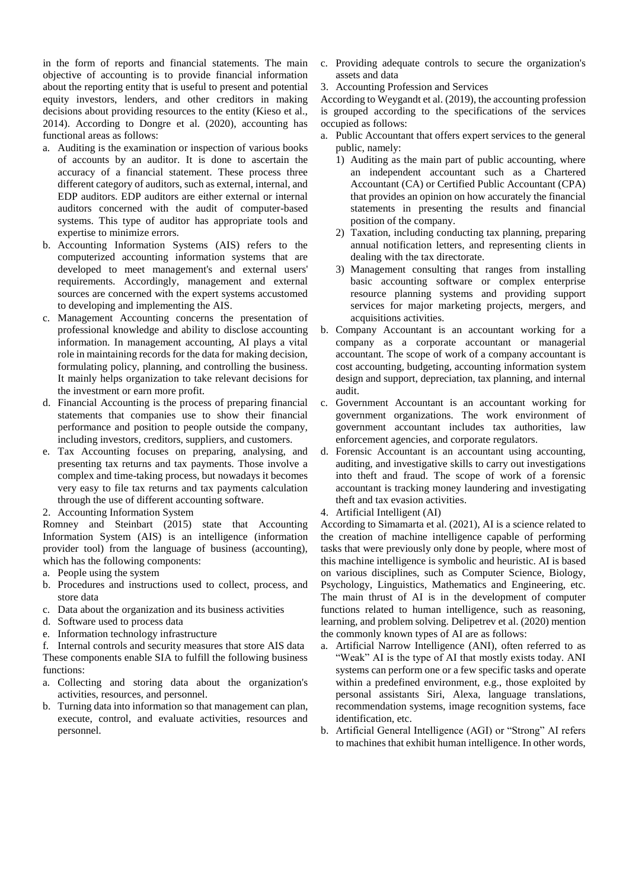in the form of reports and financial statements. The main objective of accounting is to provide financial information about the reporting entity that is useful to present and potential equity investors, lenders, and other creditors in making decisions about providing resources to the entity (Kieso et al., 2014). According to Dongre et al. (2020), accounting has functional areas as follows:

a. Auditing is the examination or inspection of various books of accounts by an auditor. It is done to ascertain the accuracy of a financial statement. These process three different category of auditors, such as external, internal, and EDP auditors. EDP auditors are either external or internal auditors concerned with the audit of computer-based systems. This type of auditor has appropriate tools and expertise to minimize errors.
b. Accounting Information Systems (AIS) refers to the computerized accounting information systems that are developed to meet management's and external users' requirements. Accordingly, management and external sources are concerned with the expert systems accustomed to developing and implementing the AIS.
c. Management Accounting concerns the presentation of professional knowledge and ability to disclose accounting information. In management accounting, AI plays a vital role in maintaining records for the data for making decision, formulating policy, planning, and controlling the business. It mainly helps organization to take relevant decisions for the investment or earn more profit.
d. Financial Accounting is the process of preparing financial statements that companies use to show their financial performance and position to people outside the company, including investors, creditors, suppliers, and customers.
e. Tax Accounting focuses on preparing, analysing, and presenting tax returns and tax payments. Those involve a complex and time-taking process, but nowadays it becomes very easy to file tax returns and tax payments calculation through the use of different accounting software.

2. Accounting Information System

Romney and Steinbart (2015) state that Accounting Information System (AIS) is an intelligence (information provider tool) from the language of business (accounting), which has the following components:

a. People using the system
b. Procedures and instructions used to collect, process, and store data
c. Data about the organization and its business activities
d. Software used to process data
e. Information technology infrastructure
f. Internal controls and security measures that store AIS data

These components enable SIA to fulfill the following business functions:

a. Collecting and storing data about the organization's activities, resources, and personnel.
b. Turning data into information so that management can plan, execute, control, and evaluate activities, resources and personnel.
c. Providing adequate controls to secure the organization's assets and data

3. Accounting Profession and Services

According to Weygandt et al. (2019), the accounting profession is grouped according to the specifications of the services occupied as follows:

a. Public Accountant that offers expert services to the general public, namely:
   1) Auditing as the main part of public accounting, where an independent accountant such as a Chartered Accountant (CA) or Certified Public Accountant (CPA) that provides an opinion on how accurately the financial statements in presenting the results and financial position of the company.
   2) Taxation, including conducting tax planning, preparing annual notification letters, and representing clients in dealing with the tax directorate.
   3) Management consulting that ranges from installing basic accounting software or complex enterprise resource planning systems and providing support services for major marketing projects, mergers, and acquisitions activities.
b. Company Accountant is an accountant working for a company as a corporate accountant or managerial accountant. The scope of work of a company accountant is cost accounting, budgeting, accounting information system design and support, depreciation, tax planning, and internal audit.
c. Government Accountant is an accountant working for government organizations. The work environment of government accountant includes tax authorities, law enforcement agencies, and corporate regulators.
d. Forensic Accountant is an accountant using accounting, auditing, and investigative skills to carry out investigations into theft and fraud. The scope of work of a forensic accountant is tracking money laundering and investigating theft and tax evasion activities.

4. Artificial Intelligent (AI)

According to Simamarta et al. (2021), AI is a science related to the creation of machine intelligence capable of performing tasks that were previously only done by people, where most of this machine intelligence is symbolic and heuristic. AI is based on various disciplines, such as Computer Science, Biology, Psychology, Linguistics, Mathematics and Engineering, etc. The main thrust of AI is in the development of computer functions related to human intelligence, such as reasoning, learning, and problem solving. Delipetrev et al. (2020) mention the commonly known types of AI are as follows:

a. Artificial Narrow Intelligence (ANI), often referred to as "Weak" AI is the type of AI that mostly exists today. ANI systems can perform one or a few specific tasks and operate within a predefined environment, e.g., those exploited by personal assistants Siri, Alexa, language translations, recommendation systems, image recognition systems, face identification, etc.
b. Artificial General Intelligence (AGI) or "Strong" AI refers to machines that exhibit human intelligence. In other words,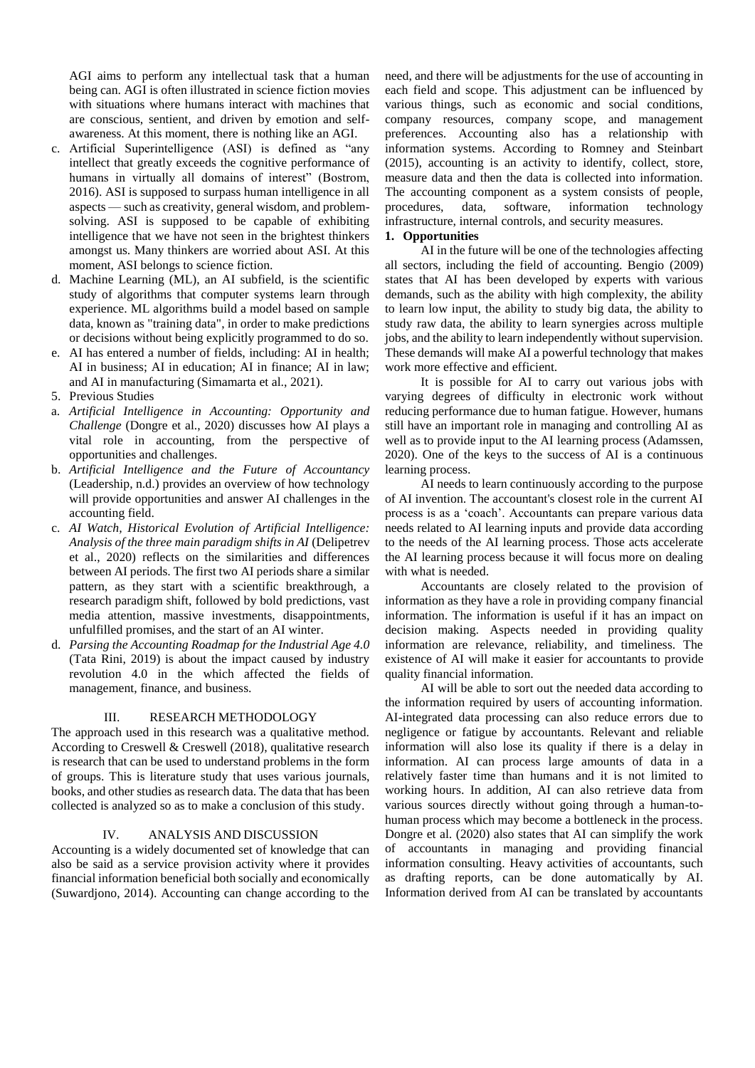AGI aims to perform any intellectual task that a human being can. AGI is often illustrated in science fiction movies with situations where humans interact with machines that are conscious, sentient, and driven by emotion and self-awareness. At this moment, there is nothing like an AGI.

c. Artificial Superintelligence (ASI) is defined as "any intellect that greatly exceeds the cognitive performance of humans in virtually all domains of interest" (Bostrom, 2016). ASI is supposed to surpass human intelligence in all aspects — such as creativity, general wisdom, and problem-solving. ASI is supposed to be capable of exhibiting intelligence that we have not seen in the brightest thinkers amongst us. Many thinkers are worried about ASI. At this moment, ASI belongs to science fiction.
d. Machine Learning (ML), an AI subfield, is the scientific study of algorithms that computer systems learn through experience. ML algorithms build a model based on sample data, known as "training data", in order to make predictions or decisions without being explicitly programmed to do so.
e. AI has entered a number of fields, including: AI in health; AI in business; AI in education; AI in finance; AI in law; and AI in manufacturing (Simamarta et al., 2021).

5. Previous Studies

a. *Artificial Intelligence in Accounting: Opportunity and Challenge* (Dongre et al., 2020) discusses how AI plays a vital role in accounting, from the perspective of opportunities and challenges.
b. *Artificial Intelligence and the Future of Accountancy* (Leadership, n.d.) provides an overview of how technology will provide opportunities and answer AI challenges in the accounting field.
c. *AI Watch, Historical Evolution of Artificial Intelligence: Analysis of the three main paradigm shifts in AI* (Delipetrev et al., 2020) reflects on the similarities and differences between AI periods. The first two AI periods share a similar pattern, as they start with a scientific breakthrough, a research paradigm shift, followed by bold predictions, vast media attention, massive investments, disappointments, unfulfilled promises, and the start of an AI winter.
d. *Parsing the Accounting Roadmap for the Industrial Age 4.0* (Tata Rini, 2019) is about the impact caused by industry revolution 4.0 in the which affected the fields of management, finance, and business.

## III. RESEARCH METHODOLOGY

The approach used in this research was a qualitative method. According to Creswell & Creswell (2018), qualitative research is research that can be used to understand problems in the form of groups. This is literature study that uses various journals, books, and other studies as research data. The data that has been collected is analyzed so as to make a conclusion of this study.

## IV. ANALYSIS AND DISCUSSION

Accounting is a widely documented set of knowledge that can also be said as a service provision activity where it provides financial information beneficial both socially and economically (Suwardjono, 2014). Accounting can change according to the need, and there will be adjustments for the use of accounting in each field and scope. This adjustment can be influenced by various things, such as economic and social conditions, company resources, company scope, and management preferences. Accounting also has a relationship with information systems. According to Romney and Steinbart (2015), accounting is an activity to identify, collect, store, measure data and then the data is collected into information. The accounting component as a system consists of people, procedures, data, software, information technology infrastructure, internal controls, and security measures.

### 1. Opportunities

AI in the future will be one of the technologies affecting all sectors, including the field of accounting. Bengio (2009) states that AI has been developed by experts with various demands, such as the ability with high complexity, the ability to learn low input, the ability to study big data, the ability to study raw data, the ability to learn synergies across multiple jobs, and the ability to learn independently without supervision. These demands will make AI a powerful technology that makes work more effective and efficient.

It is possible for AI to carry out various jobs with varying degrees of difficulty in electronic work without reducing performance due to human fatigue. However, humans still have an important role in managing and controlling AI as well as to provide input to the AI learning process (Adamssen, 2020). One of the keys to the success of AI is a continuous learning process.

AI needs to learn continuously according to the purpose of AI invention. The accountant's closest role in the current AI process is as a 'coach'. Accountants can prepare various data needs related to AI learning inputs and provide data according to the needs of the AI learning process. Those acts accelerate the AI learning process because it will focus more on dealing with what is needed.

Accountants are closely related to the provision of information as they have a role in providing company financial information. The information is useful if it has an impact on decision making. Aspects needed in providing quality information are relevance, reliability, and timeliness. The existence of AI will make it easier for accountants to provide quality financial information.

AI will be able to sort out the needed data according to the information required by users of accounting information. AI-integrated data processing can also reduce errors due to negligence or fatigue by accountants. Relevant and reliable information will also lose its quality if there is a delay in information. AI can process large amounts of data in a relatively faster time than humans and it is not limited to working hours. In addition, AI can also retrieve data from various sources directly without going through a human-to-human process which may become a bottleneck in the process. Dongre et al. (2020) also states that AI can simplify the work of accountants in managing and providing financial information consulting. Heavy activities of accountants, such as drafting reports, can be done automatically by AI. Information derived from AI can be translated by accountants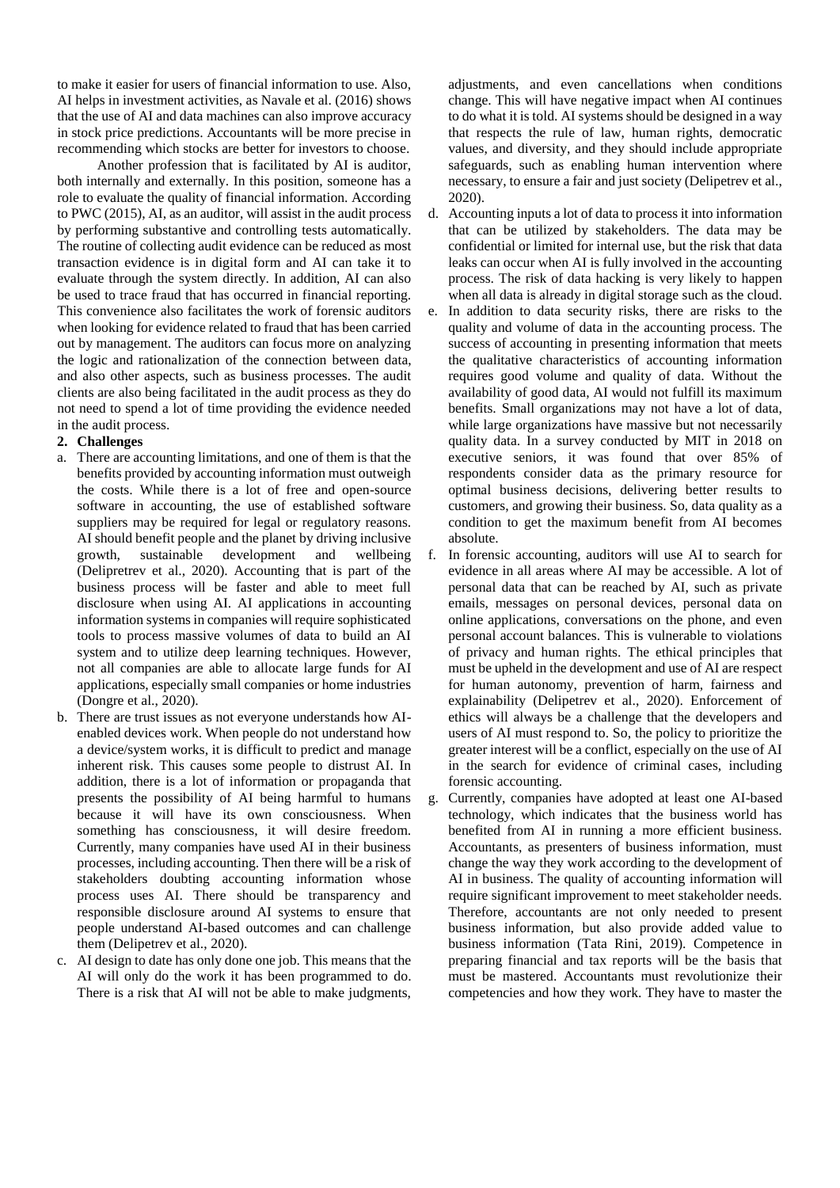to make it easier for users of financial information to use. Also, AI helps in investment activities, as Navale et al. (2016) shows that the use of AI and data machines can also improve accuracy in stock price predictions. Accountants will be more precise in recommending which stocks are better for investors to choose.

Another profession that is facilitated by AI is auditor, both internally and externally. In this position, someone has a role to evaluate the quality of financial information. According to PWC (2015), AI, as an auditor, will assist in the audit process by performing substantive and controlling tests automatically. The routine of collecting audit evidence can be reduced as most transaction evidence is in digital form and AI can take it to evaluate through the system directly. In addition, AI can also be used to trace fraud that has occurred in financial reporting. This convenience also facilitates the work of forensic auditors when looking for evidence related to fraud that has been carried out by management. The auditors can focus more on analyzing the logic and rationalization of the connection between data, and also other aspects, such as business processes. The audit clients are also being facilitated in the audit process as they do not need to spend a lot of time providing the evidence needed in the audit process.

**2. Challenges**

a. There are accounting limitations, and one of them is that the benefits provided by accounting information must outweigh the costs. While there is a lot of free and open-source software in accounting, the use of established software suppliers may be required for legal or regulatory reasons. AI should benefit people and the planet by driving inclusive growth, sustainable development and wellbeing (Delipretrev et al., 2020). Accounting that is part of the business process will be faster and able to meet full disclosure when using AI. AI applications in accounting information systems in companies will require sophisticated tools to process massive volumes of data to build an AI system and to utilize deep learning techniques. However, not all companies are able to allocate large funds for AI applications, especially small companies or home industries (Dongre et al., 2020).

b. There are trust issues as not everyone understands how AI-enabled devices work. When people do not understand how a device/system works, it is difficult to predict and manage inherent risk. This causes some people to distrust AI. In addition, there is a lot of information or propaganda that presents the possibility of AI being harmful to humans because it will have its own consciousness. When something has consciousness, it will desire freedom. Currently, many companies have used AI in their business processes, including accounting. Then there will be a risk of stakeholders doubting accounting information whose process uses AI. There should be transparency and responsible disclosure around AI systems to ensure that people understand AI-based outcomes and can challenge them (Delipetrev et al., 2020).

c. AI design to date has only done one job. This means that the AI will only do the work it has been programmed to do. There is a risk that AI will not be able to make judgments, adjustments, and even cancellations when conditions change. This will have negative impact when AI continues to do what it is told. AI systems should be designed in a way that respects the rule of law, human rights, democratic values, and diversity, and they should include appropriate safeguards, such as enabling human intervention where necessary, to ensure a fair and just society (Delipetrev et al., 2020).

d. Accounting inputs a lot of data to process it into information that can be utilized by stakeholders. The data may be confidential or limited for internal use, but the risk that data leaks can occur when AI is fully involved in the accounting process. The risk of data hacking is very likely to happen when all data is already in digital storage such as the cloud.

e. In addition to data security risks, there are risks to the quality and volume of data in the accounting process. The success of accounting in presenting information that meets the qualitative characteristics of accounting information requires good volume and quality of data. Without the availability of good data, AI would not fulfill its maximum benefits. Small organizations may not have a lot of data, while large organizations have massive but not necessarily quality data. In a survey conducted by MIT in 2018 on executive seniors, it was found that over 85% of respondents consider data as the primary resource for optimal business decisions, delivering better results to customers, and growing their business. So, data quality as a condition to get the maximum benefit from AI becomes absolute.

f. In forensic accounting, auditors will use AI to search for evidence in all areas where AI may be accessible. A lot of personal data that can be reached by AI, such as private emails, messages on personal devices, personal data on online applications, conversations on the phone, and even personal account balances. This is vulnerable to violations of privacy and human rights. The ethical principles that must be upheld in the development and use of AI are respect for human autonomy, prevention of harm, fairness and explainability (Delipetrev et al., 2020). Enforcement of ethics will always be a challenge that the developers and users of AI must respond to. So, the policy to prioritize the greater interest will be a conflict, especially on the use of AI in the search for evidence of criminal cases, including forensic accounting.

g. Currently, companies have adopted at least one AI-based technology, which indicates that the business world has benefited from AI in running a more efficient business. Accountants, as presenters of business information, must change the way they work according to the development of AI in business. The quality of accounting information will require significant improvement to meet stakeholder needs. Therefore, accountants are not only needed to present business information, but also provide added value to business information (Tata Rini, 2019). Competence in preparing financial and tax reports will be the basis that must be mastered. Accountants must revolutionize their competencies and how they work. They have to master the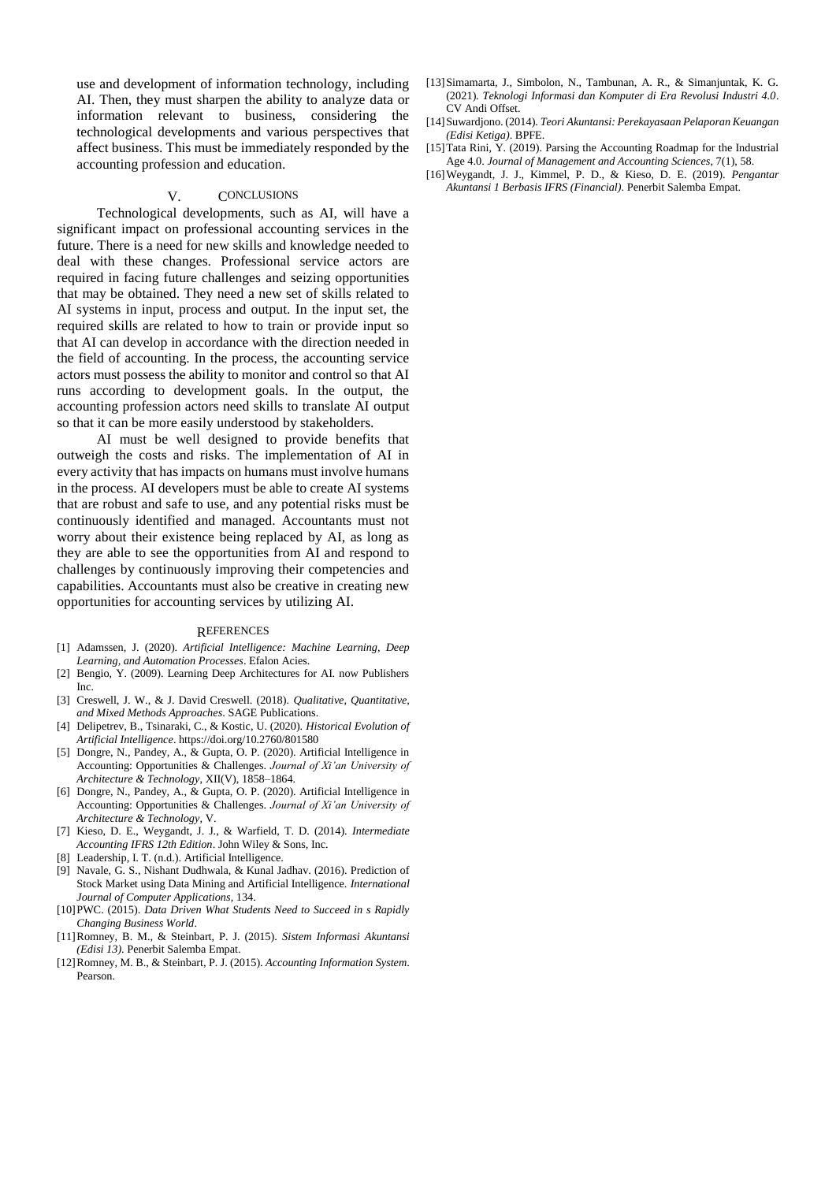use and development of information technology, including AI. Then, they must sharpen the ability to analyze data or information relevant to business, considering the technological developments and various perspectives that affect business. This must be immediately responded by the accounting profession and education.

## V. CONCLUSIONS

Technological developments, such as AI, will have a significant impact on professional accounting services in the future. There is a need for new skills and knowledge needed to deal with these changes. Professional service actors are required in facing future challenges and seizing opportunities that may be obtained. They need a new set of skills related to AI systems in input, process and output. In the input set, the required skills are related to how to train or provide input so that AI can develop in accordance with the direction needed in the field of accounting. In the process, the accounting service actors must possess the ability to monitor and control so that AI runs according to development goals. In the output, the accounting profession actors need skills to translate AI output so that it can be more easily understood by stakeholders.

AI must be well designed to provide benefits that outweigh the costs and risks. The implementation of AI in every activity that has impacts on humans must involve humans in the process. AI developers must be able to create AI systems that are robust and safe to use, and any potential risks must be continuously identified and managed. Accountants must not worry about their existence being replaced by AI, as long as they are able to see the opportunities from AI and respond to challenges by continuously improving their competencies and capabilities. Accountants must also be creative in creating new opportunities for accounting services by utilizing AI.

## REFERENCES

[1] Adamssen, J. (2020). *Artificial Intelligence: Machine Learning, Deep Learning, and Automation Processes*. Efalon Acies.

[2] Bengio, Y. (2009). Learning Deep Architectures for AI. now Publishers Inc.

[3] Creswell, J. W., & J. David Creswell. (2018). *Qualitative, Quantitative, and Mixed Methods Approaches*. SAGE Publications.

[4] Delipetrev, B., Tsinaraki, C., & Kostic, U. (2020). *Historical Evolution of Artificial Intelligence*. https://doi.org/10.2760/801580

[5] Dongre, N., Pandey, A., & Gupta, O. P. (2020). Artificial Intelligence in Accounting: Opportunities & Challenges. *Journal of Xi'an University of Architecture & Technology*, XII(V), 1858–1864.

[6] Dongre, N., Pandey, A., & Gupta, O. P. (2020). Artificial Intelligence in Accounting: Opportunities & Challenges. *Journal of Xi'an University of Architecture & Technology*, V.

[7] Kieso, D. E., Weygandt, J. J., & Warfield, T. D. (2014). *Intermediate Accounting IFRS 12th Edition*. John Wiley & Sons, Inc.

[8] Leadership, I. T. (n.d.). Artificial Intelligence.

[9] Navale, G. S., Nishant Dudhwala, & Kunal Jadhav. (2016). Prediction of Stock Market using Data Mining and Artificial Intelligence. *International Journal of Computer Applications*, 134.

[10] PWC. (2015). *Data Driven What Students Need to Succeed in s Rapidly Changing Business World*.

[11] Romney, B. M., & Steinbart, P. J. (2015). *Sistem Informasi Akuntansi (Edisi 13)*. Penerbit Salemba Empat.

[12] Romney, M. B., & Steinbart, P. J. (2015). *Accounting Information System*. Pearson.

[13] Simamarta, J., Simbolon, N., Tambunan, A. R., & Simanjuntak, K. G. (2021). *Teknologi Informasi dan Komputer di Era Revolusi Industri 4.0*. CV Andi Offset.

[14] Suwardjono. (2014). *Teori Akuntansi: Perekayasaan Pelaporan Keuangan (Edisi Ketiga)*. BPFE.

[15] Tata Rini, Y. (2019). Parsing the Accounting Roadmap for the Industrial Age 4.0. *Journal of Management and Accounting Sciences*, 7(1), 58.

[16] Weygandt, J. J., Kimmel, P. D., & Kieso, D. E. (2019). *Pengantar Akuntansi 1 Berbasis IFRS (Financial)*. Penerbit Salemba Empat.